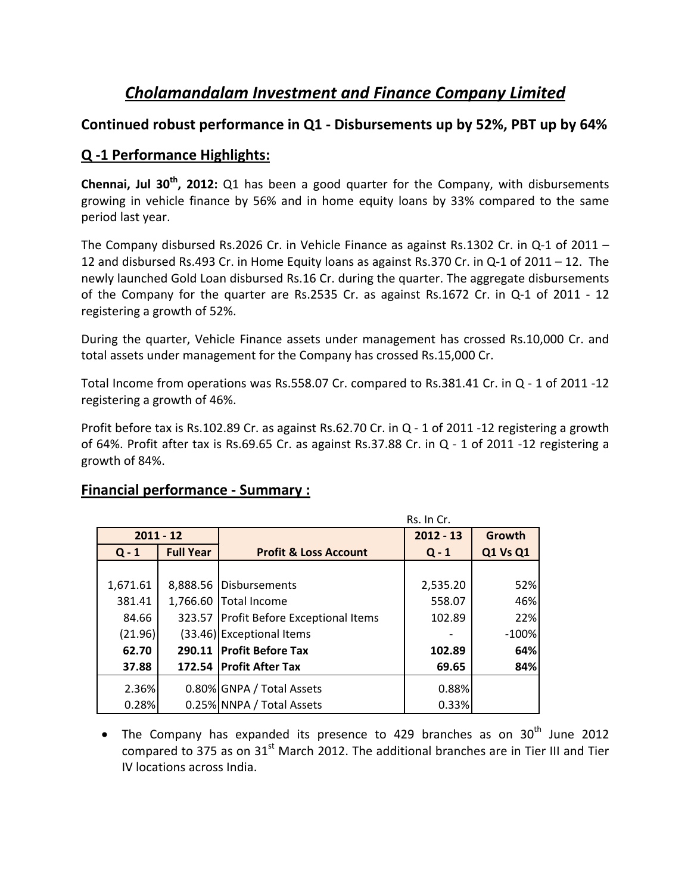# *Cholamandalam Investment and Finance Company Limited*

## Continued robust performance in Q1 - Disbursements up by 52%, PBT up by 64%

## Q -1 Performance Highlights:

**Chennai, Jul 30th, 2012:** Q1 has been a good quarter for the Company, with disbursements growing in vehicle finance by 56% and in home equity loans by 33% compared to the same period last year.

The Company disbursed Rs.2026 Cr. in Vehicle Finance as against Rs.1302 Cr. in Q-1 of 2011 – 12 and disbursed Rs.493 Cr. in Home Equity loans as against Rs.370 Cr. in Q-1 of 2011 – 12. The newly launched Gold Loan disbursed Rs.16 Cr. during the quarter. The aggregate disbursements of the Company for the quarter are Rs.2535 Cr. as against Rs.1672 Cr. in Q-1 of 2011 - 12 registering a growth of 52%.

During the quarter, Vehicle Finance assets under management has crossed Rs.10,000 Cr. and total assets under management for the Company has crossed Rs.15,000 Cr.

Total Income from operations was Rs.558.07 Cr. compared to Rs.381.41 Cr. in Q - 1 of 2011 -12 registering a growth of 46%.

Profit before tax is Rs.102.89 Cr. as against Rs.62.70 Cr. in Q - 1 of 2011 -12 registering a growth of 64%. Profit after tax is Rs.69.65 Cr. as against Rs.37.88 Cr. in Q - 1 of 2011 -12 registering a growth of 84%.

## Financial performance - Summary :

Rs. In Cr.

| 2011 - 12 | | | 2012 - 13 | Growth |
|---|---|---|---|---|
| Q - 1 | Full Year | Profit & Loss Account | Q - 1 | Q1 Vs Q1 |
| 1,671.61 | 8,888.56 | Disbursements | 2,535.20 | 52% |
| 381.41 | 1,766.60 | Total Income | 558.07 | 46% |
| 84.66 | 323.57 | Profit Before Exceptional Items | 102.89 | 22% |
| (21.96) | (33.46) | Exceptional Items | - | -100% |
| **62.70** | **290.11** | **Profit Before Tax** | **102.89** | **64%** |
| **37.88** | **172.54** | **Profit After Tax** | **69.65** | **84%** |
| 2.36% | 0.80% | GNPA / Total Assets | 0.88% | |
| 0.28% | 0.25% | NNPA / Total Assets | 0.33% | |

- The Company has expanded its presence to 429 branches as on 30th June 2012 compared to 375 as on 31st March 2012. The additional branches are in Tier III and Tier IV locations across India.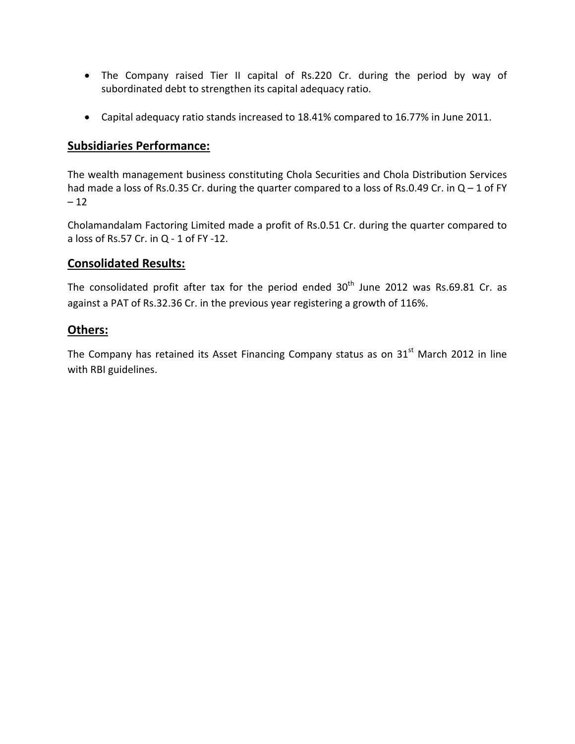- The Company raised Tier II capital of Rs.220 Cr. during the period by way of subordinated debt to strengthen its capital adequacy ratio.

- Capital adequacy ratio stands increased to 18.41% compared to 16.77% in June 2011.

## Subsidiaries Performance:

The wealth management business constituting Chola Securities and Chola Distribution Services had made a loss of Rs.0.35 Cr. during the quarter compared to a loss of Rs.0.49 Cr. in Q – 1 of FY – 12

Cholamandalam Factoring Limited made a profit of Rs.0.51 Cr. during the quarter compared to a loss of Rs.57 Cr. in Q - 1 of FY -12.

## Consolidated Results:

The consolidated profit after tax for the period ended 30th June 2012 was Rs.69.81 Cr. as against a PAT of Rs.32.36 Cr. in the previous year registering a growth of 116%.

## Others:

The Company has retained its Asset Financing Company status as on 31st March 2012 in line with RBI guidelines.